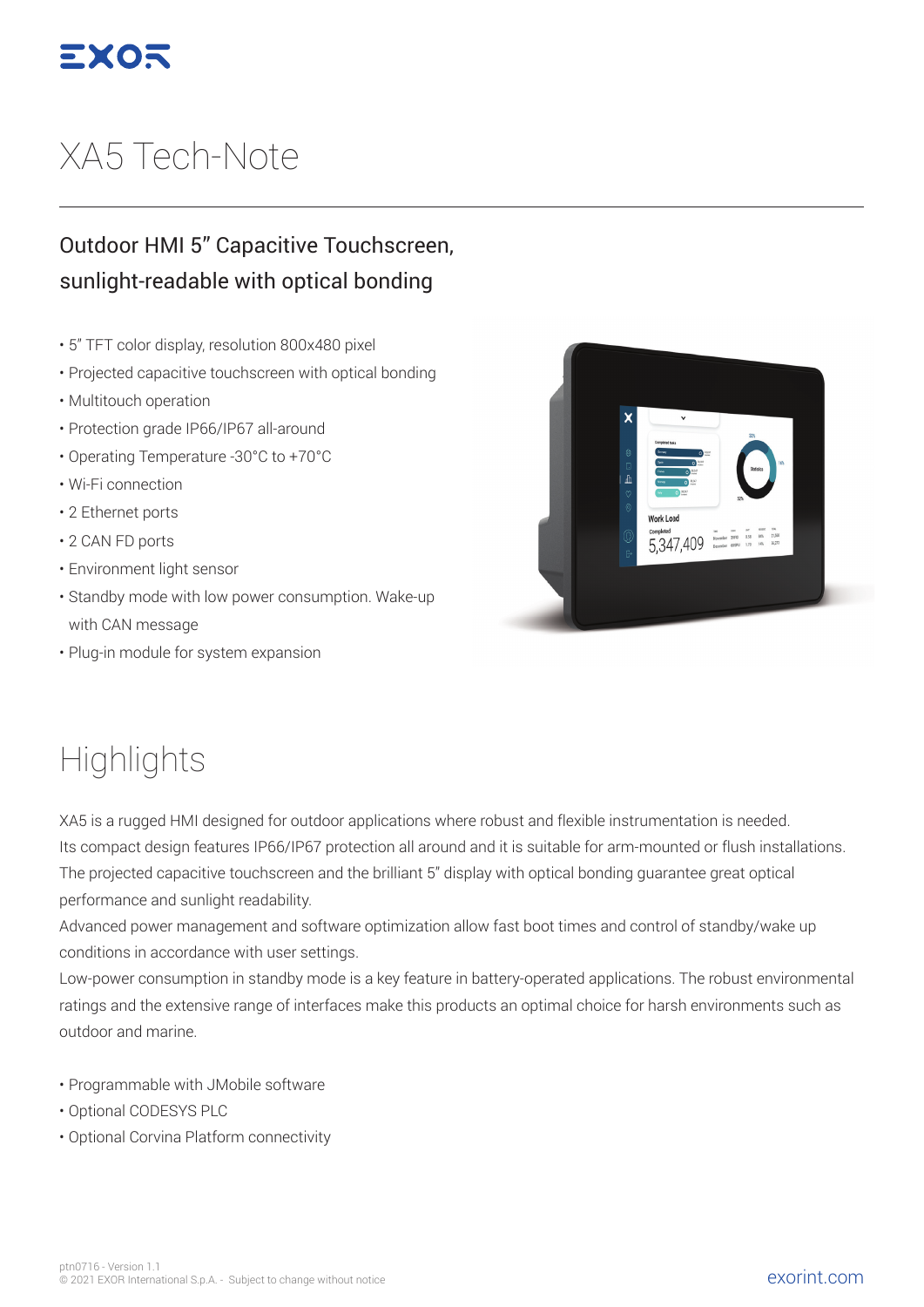EXOR

# XA5 Tech-Note

## Outdoor HMI 5" Capacitive Touchscreen, sunlight-readable with optical bonding

- 5" TFT color display, resolution 800x480 pixel
- Projected capacitive touchscreen with optical bonding
- Multitouch operation
- Protection grade IP66/IP67 all-around
- Operating Temperature -30°C to +70°C
- Wi-Fi connection
- 2 Ethernet ports
- 2 CAN FD ports
- Environment light sensor
- Standby mode with low power consumption. Wake-up with CAN message
- Plug-in module for system expansion

# Highlights

XA5 is a rugged HMI designed for outdoor applications where robust and flexible instrumentation is needed.
Its compact design features IP66/IP67 protection all around and it is suitable for arm-mounted or flush installations.
The projected capacitive touchscreen and the brilliant 5" display with optical bonding guarantee great optical performance and sunlight readability.
Advanced power management and software optimization allow fast boot times and control of standby/wake up conditions in accordance with user settings.
Low-power consumption in standby mode is a key feature in battery-operated applications. The robust environmental ratings and the extensive range of interfaces make this products an optimal choice for harsh environments such as outdoor and marine.

- Programmable with JMobile software
- Optional CODESYS PLC
- Optional Corvina Platform connectivity

ptn0716 - Version 1.1
© 2021 EXOR International S.p.A. - Subject to change without notice

exorint.com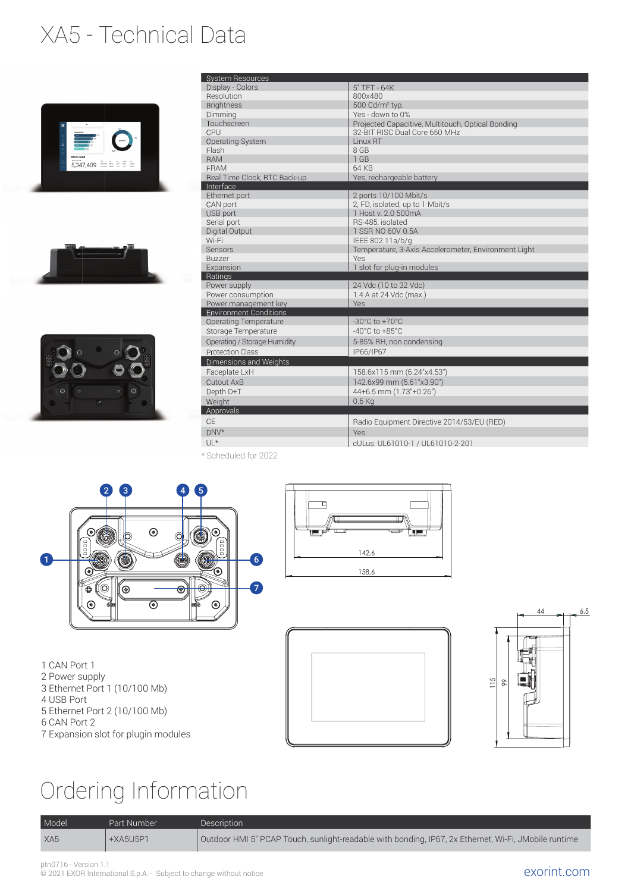# XA5 - Technical Data

| | |
|---|---|
| **System Resources** | |
| Display - Colors | 5" TFT - 64K |
| Resolution | 800x480 |
| Brightness | 500 Cd/m² typ. |
| Dimming | Yes - down to 0% |
| Touchscreen | Projected Capacitive, Multitouch, Optical Bonding |
| CPU | 32-BIT RISC Dual Core 650 MHz |
| Operating System | Linux RT |
| Flash | 8 GB |
| RAM | 1 GB |
| FRAM | 64 KB |
| Real Time Clock, RTC Back-up | Yes, rechargeable battery |
| **Interface** | |
| Ethernet port | 2 ports 10/100 Mbit/s |
| CAN port | 2, FD, isolated, up to 1 Mbit/s |
| USB port | 1 Host v. 2.0 500mA |
| Serial port | RS-485, isolated |
| Digital Output | 1 SSR NO 60V 0.5A |
| Wi-Fi | IEEE 802.11a/b/g |
| Sensors | Temperature, 3-Axis Accelerometer, Environment Light |
| Buzzer | Yes |
| Expansion | 1 slot for plug-in modules |
| **Ratings** | |
| Power supply | 24 Vdc (10 to 32 Vdc) |
| Power consumption | 1.4 A at 24 Vdc (max.) |
| Power management key | Yes |
| **Environment Conditions** | |
| Operating Temperature | -30°C to +70°C |
| Storage Temperature | -40°C to +85°C |
| Operating / Storage Humidity | 5-85% RH, non condensing |
| Protection Class | IP66/IP67 |
| **Dimensions and Weights** | |
| Faceplate LxH | 158.6x115 mm (6.24"x4.53") |
| Cutout AxB | 142.6x99 mm (5.61"x3.90") |
| Depth D+T | 44+6.5 mm (1.73"+0.26") |
| Weight | 0.6 Kg |
| **Approvals** | |
| CE | Radio Equipment Directive 2014/53/EU (RED) |
| DNV* | Yes |
| UL* | cULus: UL61010-1 / UL61010-2-201 |

\* Scheduled for 2022

1 CAN Port 1
2 Power supply
3 Ethernet Port 1 (10/100 Mb)
4 USB Port
5 Ethernet Port 2 (10/100 Mb)
6 CAN Port 2
7 Expansion slot for plugin modules

142,6
158,6
44
6,5
115
99

# Ordering Information

| Model | Part Number | Description |
|---|---|---|
| XA5 | +XA5U5P1 | Outdoor HMI 5" PCAP Touch, sunlight-readable with bonding, IP67, 2x Ethernet, Wi-Fi, JMobile runtime |

ptn0716 - Version 1.1
© 2021 EXOR International S.p.A. - Subject to change without notice

exorint.com